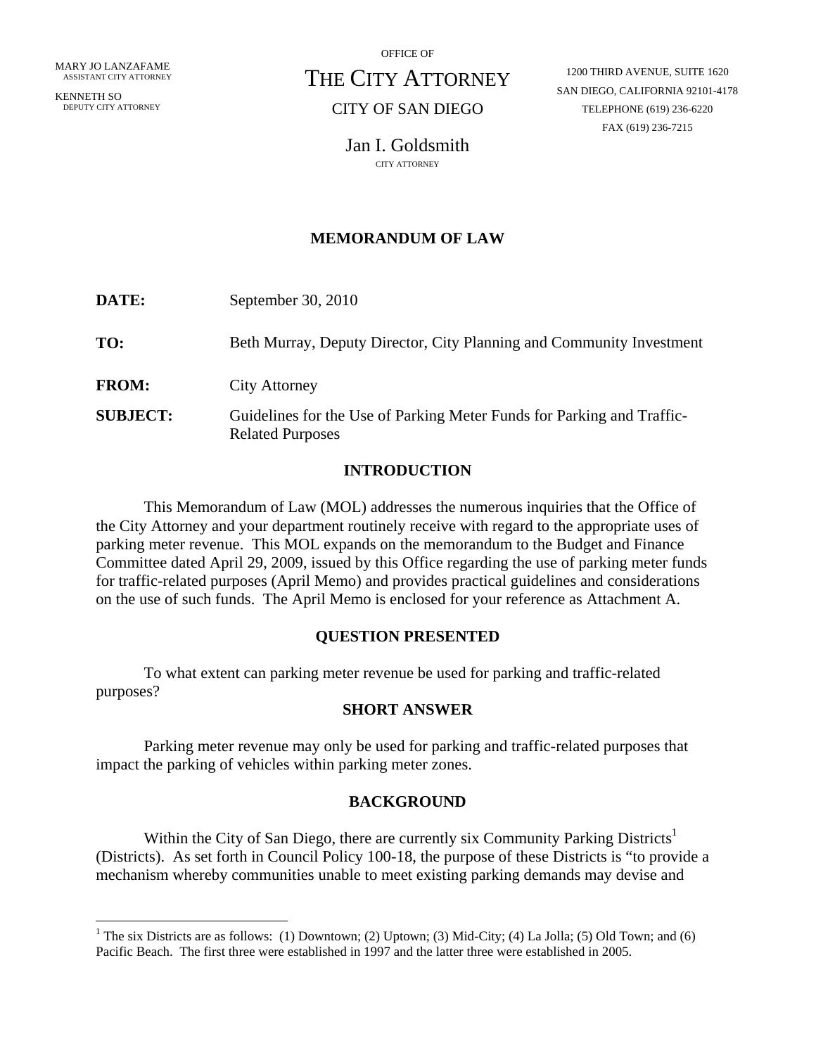MARY JO LANZAFAME
ASSISTANT CITY ATTORNEY

KENNETH SO
DEPUTY CITY ATTORNEY

OFFICE OF

THE CITY ATTORNEY

CITY OF SAN DIEGO

Jan I. Goldsmith
CITY ATTORNEY

1200 THIRD AVENUE, SUITE 1620
SAN DIEGO, CALIFORNIA 92101-4178
TELEPHONE (619) 236-6220
FAX (619) 236-7215

# MEMORANDUM OF LAW

**DATE:** September 30, 2010

**TO:** Beth Murray, Deputy Director, City Planning and Community Investment

**FROM:** City Attorney

**SUBJECT:** Guidelines for the Use of Parking Meter Funds for Parking and Traffic-Related Purposes

## INTRODUCTION

This Memorandum of Law (MOL) addresses the numerous inquiries that the Office of the City Attorney and your department routinely receive with regard to the appropriate uses of parking meter revenue. This MOL expands on the memorandum to the Budget and Finance Committee dated April 29, 2009, issued by this Office regarding the use of parking meter funds for traffic-related purposes (April Memo) and provides practical guidelines and considerations on the use of such funds. The April Memo is enclosed for your reference as Attachment A.

## QUESTION PRESENTED

To what extent can parking meter revenue be used for parking and traffic-related purposes?

## SHORT ANSWER

Parking meter revenue may only be used for parking and traffic-related purposes that impact the parking of vehicles within parking meter zones.

## BACKGROUND

Within the City of San Diego, there are currently six Community Parking Districts[1] (Districts). As set forth in Council Policy 100-18, the purpose of these Districts is "to provide a mechanism whereby communities unable to meet existing parking demands may devise and

[1] The six Districts are as follows: (1) Downtown; (2) Uptown; (3) Mid-City; (4) La Jolla; (5) Old Town; and (6) Pacific Beach. The first three were established in 1997 and the latter three were established in 2005.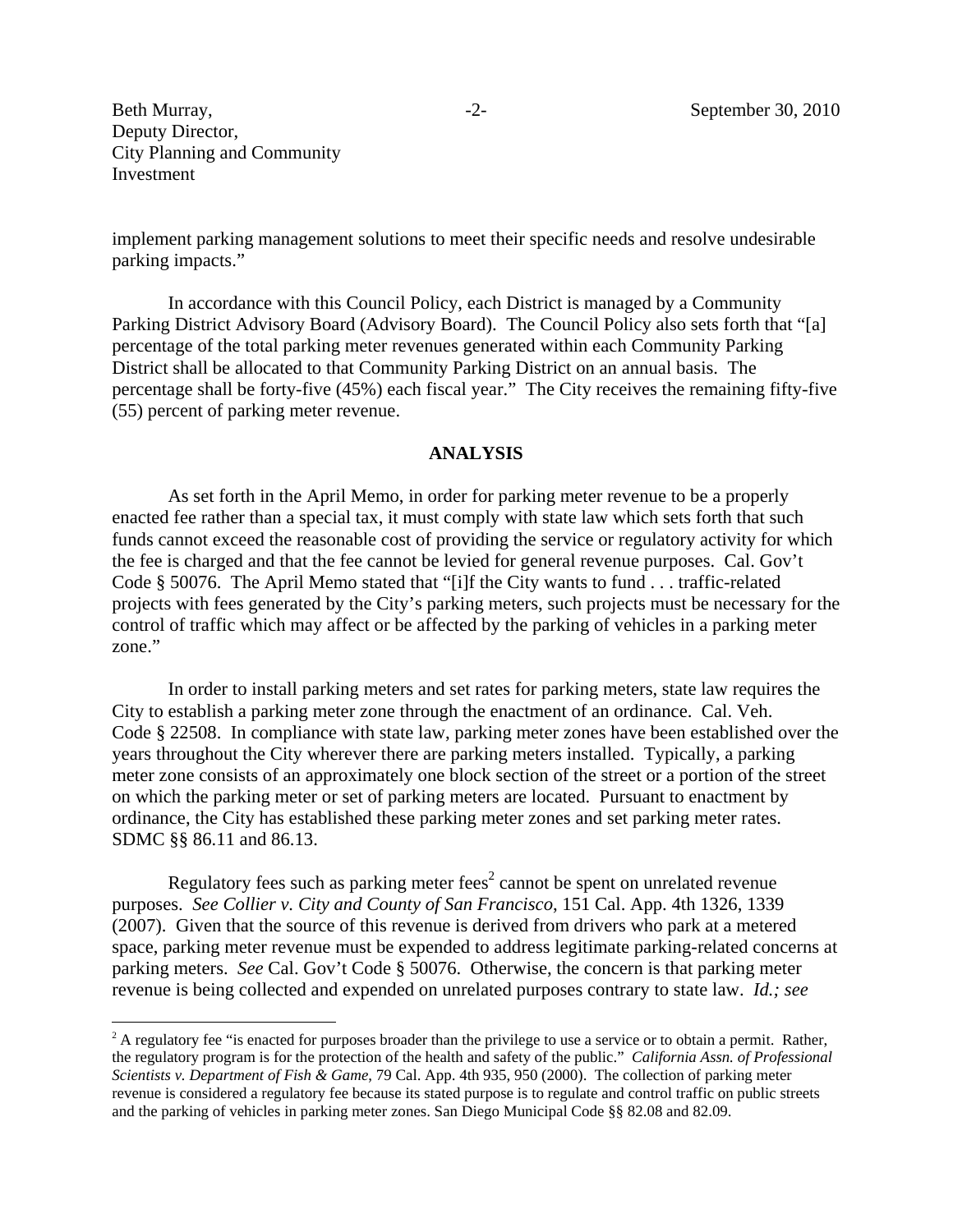implement parking management solutions to meet their specific needs and resolve undesirable parking impacts."

In accordance with this Council Policy, each District is managed by a Community Parking District Advisory Board (Advisory Board). The Council Policy also sets forth that "[a] percentage of the total parking meter revenues generated within each Community Parking District shall be allocated to that Community Parking District on an annual basis. The percentage shall be forty-five (45%) each fiscal year." The City receives the remaining fifty-five (55) percent of parking meter revenue.

## ANALYSIS

As set forth in the April Memo, in order for parking meter revenue to be a properly enacted fee rather than a special tax, it must comply with state law which sets forth that such funds cannot exceed the reasonable cost of providing the service or regulatory activity for which the fee is charged and that the fee cannot be levied for general revenue purposes. Cal. Gov't Code § 50076. The April Memo stated that "[i]f the City wants to fund . . . traffic-related projects with fees generated by the City's parking meters, such projects must be necessary for the control of traffic which may affect or be affected by the parking of vehicles in a parking meter zone."

In order to install parking meters and set rates for parking meters, state law requires the City to establish a parking meter zone through the enactment of an ordinance. Cal. Veh. Code § 22508. In compliance with state law, parking meter zones have been established over the years throughout the City wherever there are parking meters installed. Typically, a parking meter zone consists of an approximately one block section of the street or a portion of the street on which the parking meter or set of parking meters are located. Pursuant to enactment by ordinance, the City has established these parking meter zones and set parking meter rates. SDMC §§ 86.11 and 86.13.

Regulatory fees such as parking meter fees[2] cannot be spent on unrelated revenue purposes. *See Collier v. City and County of San Francisco*, 151 Cal. App. 4th 1326, 1339 (2007). Given that the source of this revenue is derived from drivers who park at a metered space, parking meter revenue must be expended to address legitimate parking-related concerns at parking meters. *See* Cal. Gov't Code § 50076. Otherwise, the concern is that parking meter revenue is being collected and expended on unrelated purposes contrary to state law. *Id.; see*

---

[2] A regulatory fee "is enacted for purposes broader than the privilege to use a service or to obtain a permit. Rather, the regulatory program is for the protection of the health and safety of the public." *California Assn. of Professional Scientists v. Department of Fish & Game*, 79 Cal. App. 4th 935, 950 (2000). The collection of parking meter revenue is considered a regulatory fee because its stated purpose is to regulate and control traffic on public streets and the parking of vehicles in parking meter zones. San Diego Municipal Code §§ 82.08 and 82.09.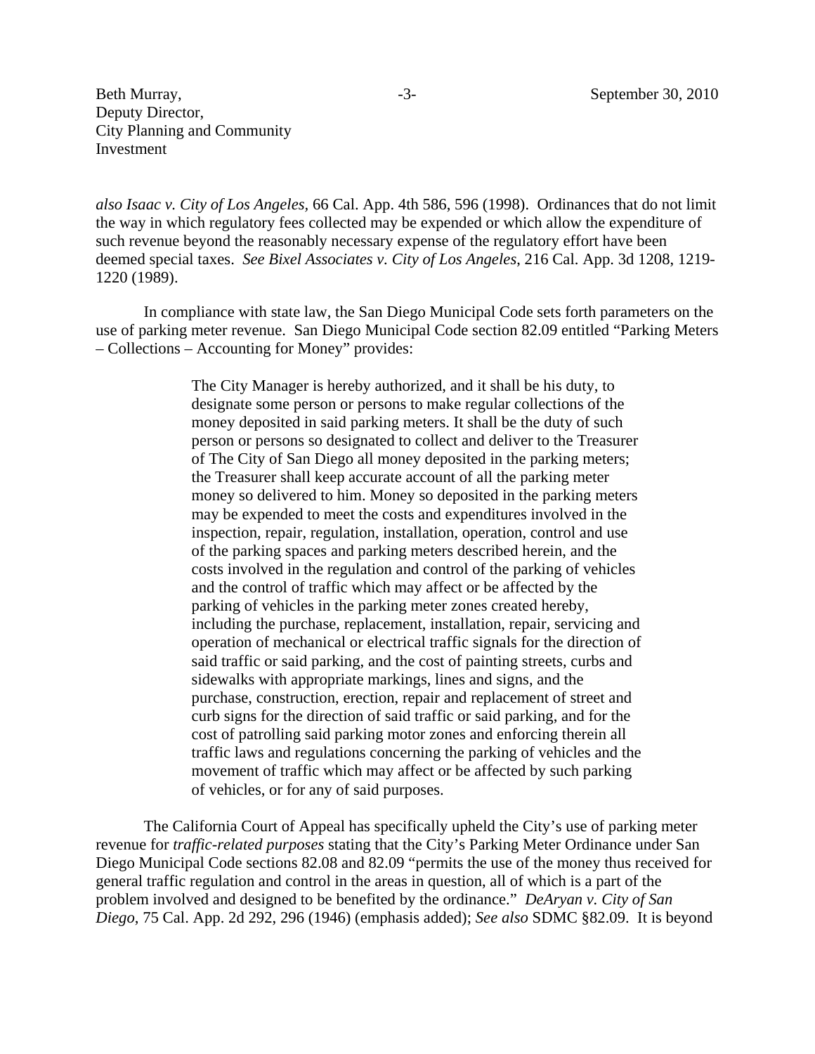*also Isaac v. City of Los Angeles*, 66 Cal. App. 4th 586, 596 (1998). Ordinances that do not limit the way in which regulatory fees collected may be expended or which allow the expenditure of such revenue beyond the reasonably necessary expense of the regulatory effort have been deemed special taxes. *See Bixel Associates v. City of Los Angeles*, 216 Cal. App. 3d 1208, 1219-1220 (1989).

In compliance with state law, the San Diego Municipal Code sets forth parameters on the use of parking meter revenue. San Diego Municipal Code section 82.09 entitled "Parking Meters – Collections – Accounting for Money" provides:

> The City Manager is hereby authorized, and it shall be his duty, to designate some person or persons to make regular collections of the money deposited in said parking meters. It shall be the duty of such person or persons so designated to collect and deliver to the Treasurer of The City of San Diego all money deposited in the parking meters; the Treasurer shall keep accurate account of all the parking meter money so delivered to him. Money so deposited in the parking meters may be expended to meet the costs and expenditures involved in the inspection, repair, regulation, installation, operation, control and use of the parking spaces and parking meters described herein, and the costs involved in the regulation and control of the parking of vehicles and the control of traffic which may affect or be affected by the parking of vehicles in the parking meter zones created hereby, including the purchase, replacement, installation, repair, servicing and operation of mechanical or electrical traffic signals for the direction of said traffic or said parking, and the cost of painting streets, curbs and sidewalks with appropriate markings, lines and signs, and the purchase, construction, erection, repair and replacement of street and curb signs for the direction of said traffic or said parking, and for the cost of patrolling said parking motor zones and enforcing therein all traffic laws and regulations concerning the parking of vehicles and the movement of traffic which may affect or be affected by such parking of vehicles, or for any of said purposes.

The California Court of Appeal has specifically upheld the City's use of parking meter revenue for *traffic-related purposes* stating that the City's Parking Meter Ordinance under San Diego Municipal Code sections 82.08 and 82.09 "permits the use of the money thus received for general traffic regulation and control in the areas in question, all of which is a part of the problem involved and designed to be benefited by the ordinance." *DeAryan v. City of San Diego*, 75 Cal. App. 2d 292, 296 (1946) (emphasis added); *See also* SDMC §82.09. It is beyond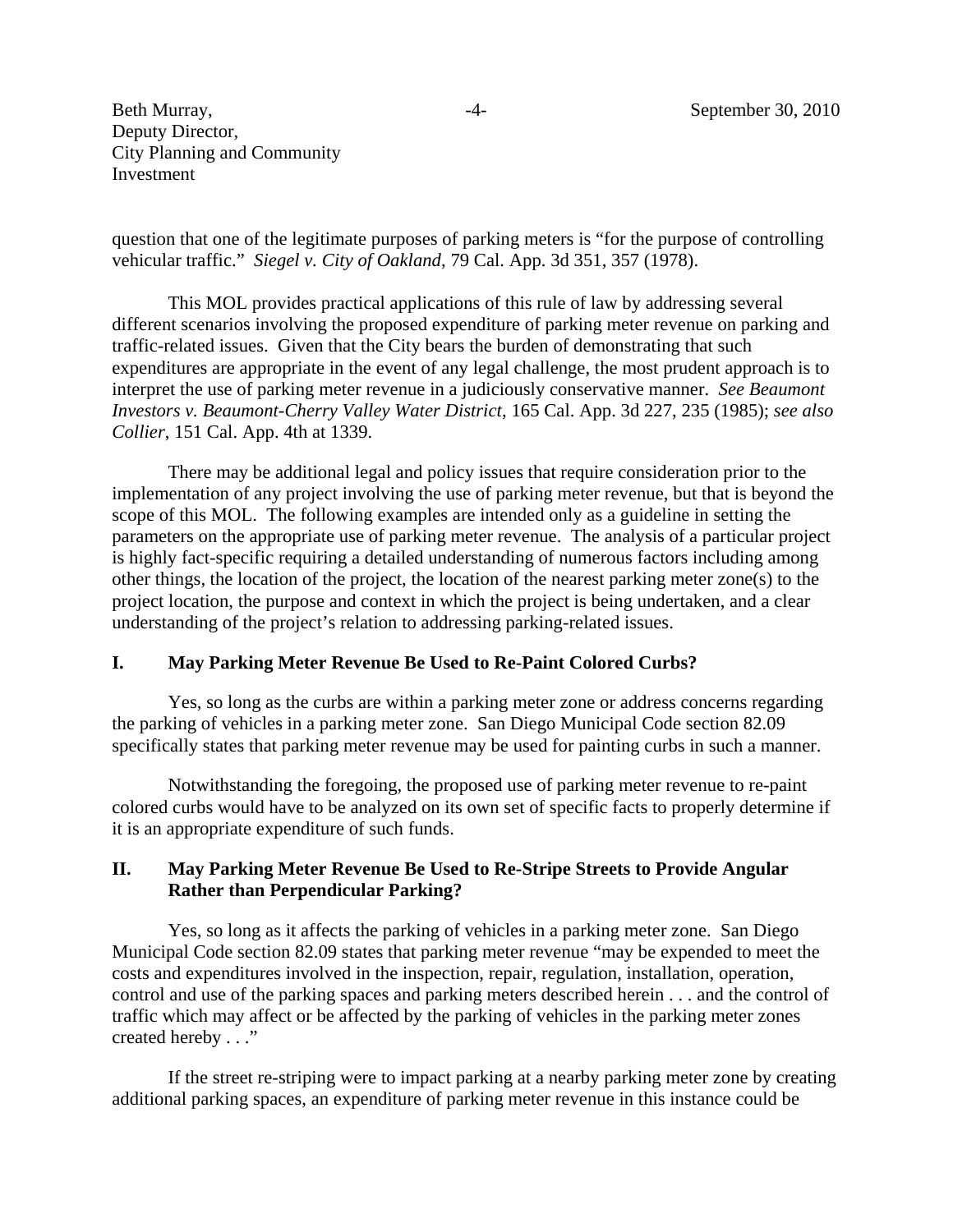question that one of the legitimate purposes of parking meters is "for the purpose of controlling vehicular traffic." *Siegel v. City of Oakland*, 79 Cal. App. 3d 351, 357 (1978).

This MOL provides practical applications of this rule of law by addressing several different scenarios involving the proposed expenditure of parking meter revenue on parking and traffic-related issues. Given that the City bears the burden of demonstrating that such expenditures are appropriate in the event of any legal challenge, the most prudent approach is to interpret the use of parking meter revenue in a judiciously conservative manner. *See Beaumont Investors v. Beaumont-Cherry Valley Water District*, 165 Cal. App. 3d 227, 235 (1985); *see also Collier*, 151 Cal. App. 4th at 1339.

There may be additional legal and policy issues that require consideration prior to the implementation of any project involving the use of parking meter revenue, but that is beyond the scope of this MOL. The following examples are intended only as a guideline in setting the parameters on the appropriate use of parking meter revenue. The analysis of a particular project is highly fact-specific requiring a detailed understanding of numerous factors including among other things, the location of the project, the location of the nearest parking meter zone(s) to the project location, the purpose and context in which the project is being undertaken, and a clear understanding of the project's relation to addressing parking-related issues.

## I. May Parking Meter Revenue Be Used to Re-Paint Colored Curbs?

Yes, so long as the curbs are within a parking meter zone or address concerns regarding the parking of vehicles in a parking meter zone. San Diego Municipal Code section 82.09 specifically states that parking meter revenue may be used for painting curbs in such a manner.

Notwithstanding the foregoing, the proposed use of parking meter revenue to re-paint colored curbs would have to be analyzed on its own set of specific facts to properly determine if it is an appropriate expenditure of such funds.

## II. May Parking Meter Revenue Be Used to Re-Stripe Streets to Provide Angular Rather than Perpendicular Parking?

Yes, so long as it affects the parking of vehicles in a parking meter zone. San Diego Municipal Code section 82.09 states that parking meter revenue "may be expended to meet the costs and expenditures involved in the inspection, repair, regulation, installation, operation, control and use of the parking spaces and parking meters described herein . . . and the control of traffic which may affect or be affected by the parking of vehicles in the parking meter zones created hereby . . ."

If the street re-striping were to impact parking at a nearby parking meter zone by creating additional parking spaces, an expenditure of parking meter revenue in this instance could be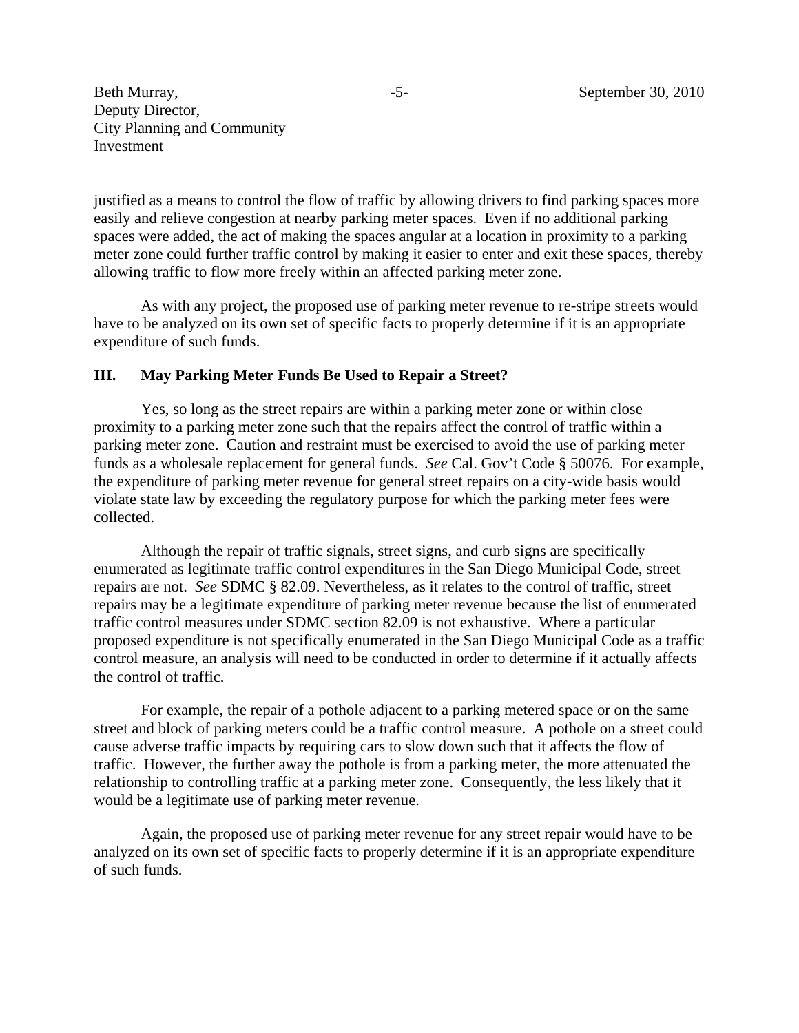justified as a means to control the flow of traffic by allowing drivers to find parking spaces more easily and relieve congestion at nearby parking meter spaces. Even if no additional parking spaces were added, the act of making the spaces angular at a location in proximity to a parking meter zone could further traffic control by making it easier to enter and exit these spaces, thereby allowing traffic to flow more freely within an affected parking meter zone.

As with any project, the proposed use of parking meter revenue to re-stripe streets would have to be analyzed on its own set of specific facts to properly determine if it is an appropriate expenditure of such funds.

## III. May Parking Meter Funds Be Used to Repair a Street?

Yes, so long as the street repairs are within a parking meter zone or within close proximity to a parking meter zone such that the repairs affect the control of traffic within a parking meter zone. Caution and restraint must be exercised to avoid the use of parking meter funds as a wholesale replacement for general funds. *See* Cal. Gov't Code § 50076. For example, the expenditure of parking meter revenue for general street repairs on a city-wide basis would violate state law by exceeding the regulatory purpose for which the parking meter fees were collected.

Although the repair of traffic signals, street signs, and curb signs are specifically enumerated as legitimate traffic control expenditures in the San Diego Municipal Code, street repairs are not. *See* SDMC § 82.09. Nevertheless, as it relates to the control of traffic, street repairs may be a legitimate expenditure of parking meter revenue because the list of enumerated traffic control measures under SDMC section 82.09 is not exhaustive. Where a particular proposed expenditure is not specifically enumerated in the San Diego Municipal Code as a traffic control measure, an analysis will need to be conducted in order to determine if it actually affects the control of traffic.

For example, the repair of a pothole adjacent to a parking metered space or on the same street and block of parking meters could be a traffic control measure. A pothole on a street could cause adverse traffic impacts by requiring cars to slow down such that it affects the flow of traffic. However, the further away the pothole is from a parking meter, the more attenuated the relationship to controlling traffic at a parking meter zone. Consequently, the less likely that it would be a legitimate use of parking meter revenue.

Again, the proposed use of parking meter revenue for any street repair would have to be analyzed on its own set of specific facts to properly determine if it is an appropriate expenditure of such funds.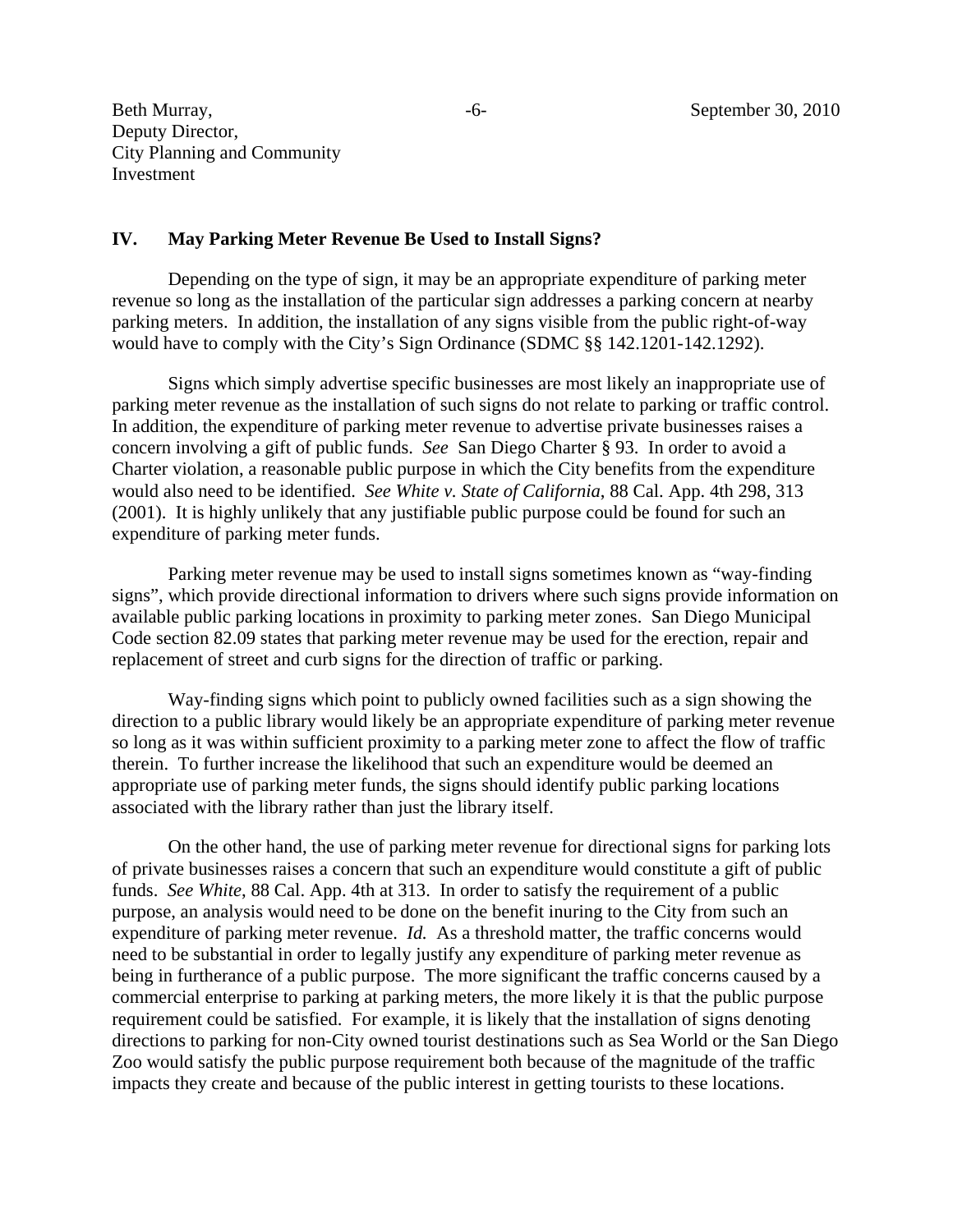## IV. May Parking Meter Revenue Be Used to Install Signs?

Depending on the type of sign, it may be an appropriate expenditure of parking meter revenue so long as the installation of the particular sign addresses a parking concern at nearby parking meters. In addition, the installation of any signs visible from the public right-of-way would have to comply with the City's Sign Ordinance (SDMC §§ 142.1201-142.1292).

Signs which simply advertise specific businesses are most likely an inappropriate use of parking meter revenue as the installation of such signs do not relate to parking or traffic control. In addition, the expenditure of parking meter revenue to advertise private businesses raises a concern involving a gift of public funds. *See* San Diego Charter § 93. In order to avoid a Charter violation, a reasonable public purpose in which the City benefits from the expenditure would also need to be identified. *See White v. State of California*, 88 Cal. App. 4th 298, 313 (2001). It is highly unlikely that any justifiable public purpose could be found for such an expenditure of parking meter funds.

Parking meter revenue may be used to install signs sometimes known as "way-finding signs", which provide directional information to drivers where such signs provide information on available public parking locations in proximity to parking meter zones. San Diego Municipal Code section 82.09 states that parking meter revenue may be used for the erection, repair and replacement of street and curb signs for the direction of traffic or parking.

Way-finding signs which point to publicly owned facilities such as a sign showing the direction to a public library would likely be an appropriate expenditure of parking meter revenue so long as it was within sufficient proximity to a parking meter zone to affect the flow of traffic therein. To further increase the likelihood that such an expenditure would be deemed an appropriate use of parking meter funds, the signs should identify public parking locations associated with the library rather than just the library itself.

On the other hand, the use of parking meter revenue for directional signs for parking lots of private businesses raises a concern that such an expenditure would constitute a gift of public funds. *See White*, 88 Cal. App. 4th at 313. In order to satisfy the requirement of a public purpose, an analysis would need to be done on the benefit inuring to the City from such an expenditure of parking meter revenue. *Id.* As a threshold matter, the traffic concerns would need to be substantial in order to legally justify any expenditure of parking meter revenue as being in furtherance of a public purpose. The more significant the traffic concerns caused by a commercial enterprise to parking at parking meters, the more likely it is that the public purpose requirement could be satisfied. For example, it is likely that the installation of signs denoting directions to parking for non-City owned tourist destinations such as Sea World or the San Diego Zoo would satisfy the public purpose requirement both because of the magnitude of the traffic impacts they create and because of the public interest in getting tourists to these locations.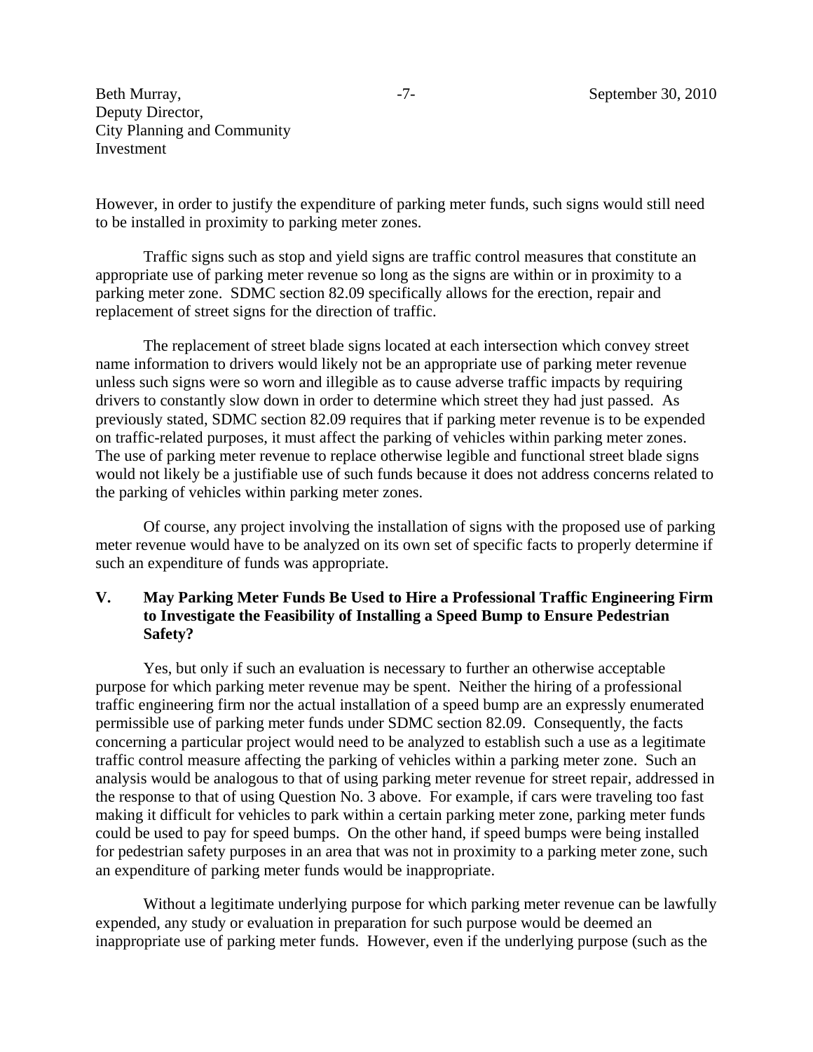However, in order to justify the expenditure of parking meter funds, such signs would still need to be installed in proximity to parking meter zones.

Traffic signs such as stop and yield signs are traffic control measures that constitute an appropriate use of parking meter revenue so long as the signs are within or in proximity to a parking meter zone. SDMC section 82.09 specifically allows for the erection, repair and replacement of street signs for the direction of traffic.

The replacement of street blade signs located at each intersection which convey street name information to drivers would likely not be an appropriate use of parking meter revenue unless such signs were so worn and illegible as to cause adverse traffic impacts by requiring drivers to constantly slow down in order to determine which street they had just passed. As previously stated, SDMC section 82.09 requires that if parking meter revenue is to be expended on traffic-related purposes, it must affect the parking of vehicles within parking meter zones. The use of parking meter revenue to replace otherwise legible and functional street blade signs would not likely be a justifiable use of such funds because it does not address concerns related to the parking of vehicles within parking meter zones.

Of course, any project involving the installation of signs with the proposed use of parking meter revenue would have to be analyzed on its own set of specific facts to properly determine if such an expenditure of funds was appropriate.

## V. May Parking Meter Funds Be Used to Hire a Professional Traffic Engineering Firm to Investigate the Feasibility of Installing a Speed Bump to Ensure Pedestrian Safety?

Yes, but only if such an evaluation is necessary to further an otherwise acceptable purpose for which parking meter revenue may be spent. Neither the hiring of a professional traffic engineering firm nor the actual installation of a speed bump are an expressly enumerated permissible use of parking meter funds under SDMC section 82.09. Consequently, the facts concerning a particular project would need to be analyzed to establish such a use as a legitimate traffic control measure affecting the parking of vehicles within a parking meter zone. Such an analysis would be analogous to that of using parking meter revenue for street repair, addressed in the response to that of using Question No. 3 above. For example, if cars were traveling too fast making it difficult for vehicles to park within a certain parking meter zone, parking meter funds could be used to pay for speed bumps. On the other hand, if speed bumps were being installed for pedestrian safety purposes in an area that was not in proximity to a parking meter zone, such an expenditure of parking meter funds would be inappropriate.

Without a legitimate underlying purpose for which parking meter revenue can be lawfully expended, any study or evaluation in preparation for such purpose would be deemed an inappropriate use of parking meter funds. However, even if the underlying purpose (such as the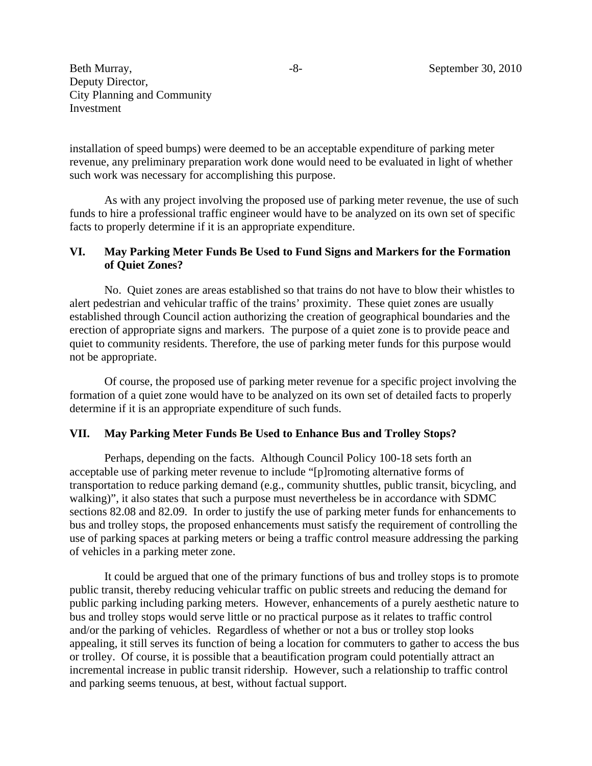installation of speed bumps) were deemed to be an acceptable expenditure of parking meter revenue, any preliminary preparation work done would need to be evaluated in light of whether such work was necessary for accomplishing this purpose.

As with any project involving the proposed use of parking meter revenue, the use of such funds to hire a professional traffic engineer would have to be analyzed on its own set of specific facts to properly determine if it is an appropriate expenditure.

## VI. May Parking Meter Funds Be Used to Fund Signs and Markers for the Formation of Quiet Zones?

No. Quiet zones are areas established so that trains do not have to blow their whistles to alert pedestrian and vehicular traffic of the trains' proximity. These quiet zones are usually established through Council action authorizing the creation of geographical boundaries and the erection of appropriate signs and markers. The purpose of a quiet zone is to provide peace and quiet to community residents. Therefore, the use of parking meter funds for this purpose would not be appropriate.

Of course, the proposed use of parking meter revenue for a specific project involving the formation of a quiet zone would have to be analyzed on its own set of detailed facts to properly determine if it is an appropriate expenditure of such funds.

## VII. May Parking Meter Funds Be Used to Enhance Bus and Trolley Stops?

Perhaps, depending on the facts. Although Council Policy 100-18 sets forth an acceptable use of parking meter revenue to include "[p]romoting alternative forms of transportation to reduce parking demand (e.g., community shuttles, public transit, bicycling, and walking)", it also states that such a purpose must nevertheless be in accordance with SDMC sections 82.08 and 82.09. In order to justify the use of parking meter funds for enhancements to bus and trolley stops, the proposed enhancements must satisfy the requirement of controlling the use of parking spaces at parking meters or being a traffic control measure addressing the parking of vehicles in a parking meter zone.

It could be argued that one of the primary functions of bus and trolley stops is to promote public transit, thereby reducing vehicular traffic on public streets and reducing the demand for public parking including parking meters. However, enhancements of a purely aesthetic nature to bus and trolley stops would serve little or no practical purpose as it relates to traffic control and/or the parking of vehicles. Regardless of whether or not a bus or trolley stop looks appealing, it still serves its function of being a location for commuters to gather to access the bus or trolley. Of course, it is possible that a beautification program could potentially attract an incremental increase in public transit ridership. However, such a relationship to traffic control and parking seems tenuous, at best, without factual support.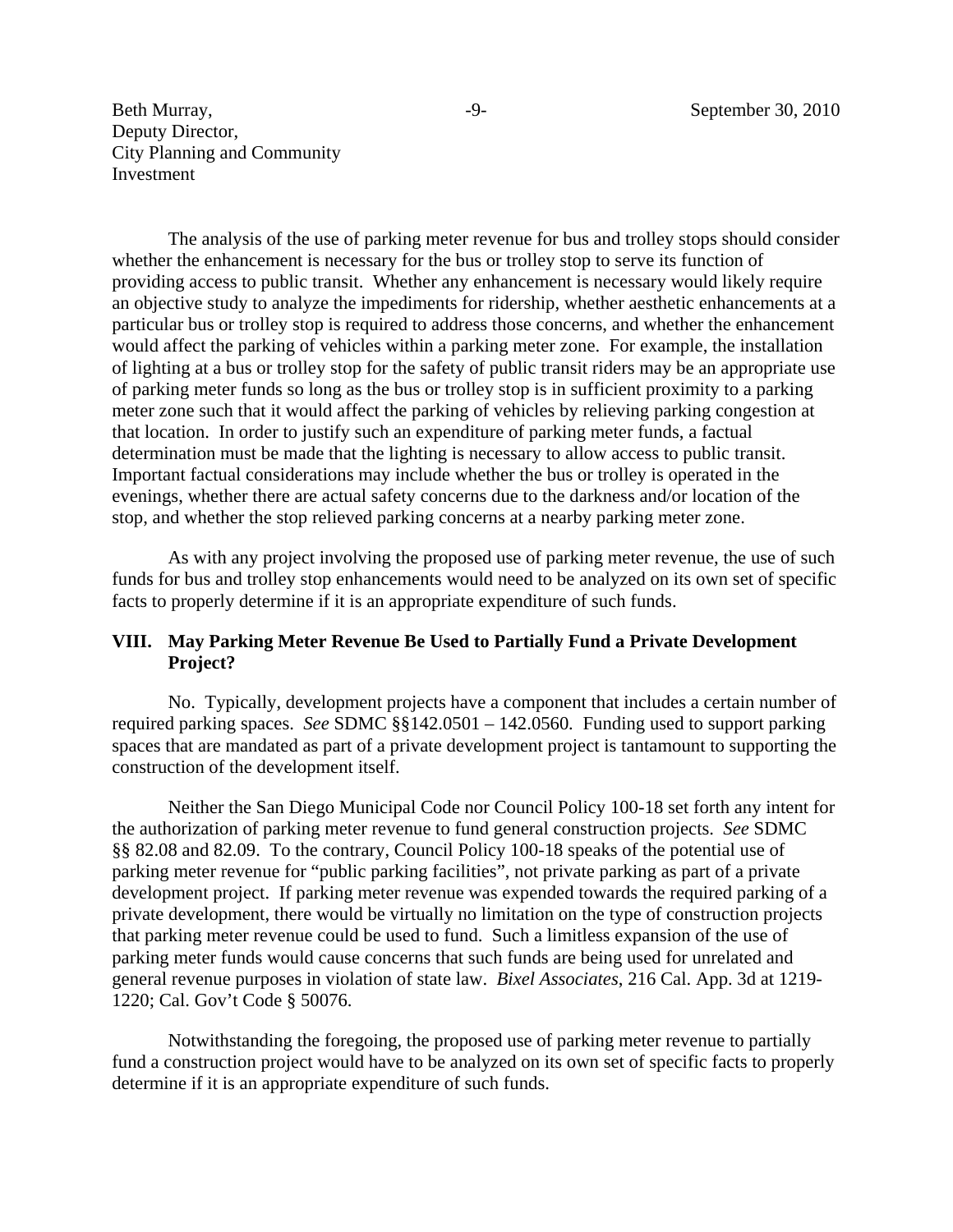The analysis of the use of parking meter revenue for bus and trolley stops should consider whether the enhancement is necessary for the bus or trolley stop to serve its function of providing access to public transit. Whether any enhancement is necessary would likely require an objective study to analyze the impediments for ridership, whether aesthetic enhancements at a particular bus or trolley stop is required to address those concerns, and whether the enhancement would affect the parking of vehicles within a parking meter zone. For example, the installation of lighting at a bus or trolley stop for the safety of public transit riders may be an appropriate use of parking meter funds so long as the bus or trolley stop is in sufficient proximity to a parking meter zone such that it would affect the parking of vehicles by relieving parking congestion at that location. In order to justify such an expenditure of parking meter funds, a factual determination must be made that the lighting is necessary to allow access to public transit. Important factual considerations may include whether the bus or trolley is operated in the evenings, whether there are actual safety concerns due to the darkness and/or location of the stop, and whether the stop relieved parking concerns at a nearby parking meter zone.

As with any project involving the proposed use of parking meter revenue, the use of such funds for bus and trolley stop enhancements would need to be analyzed on its own set of specific facts to properly determine if it is an appropriate expenditure of such funds.

## VIII. May Parking Meter Revenue Be Used to Partially Fund a Private Development Project?

No. Typically, development projects have a component that includes a certain number of required parking spaces. *See* SDMC §§142.0501 – 142.0560. Funding used to support parking spaces that are mandated as part of a private development project is tantamount to supporting the construction of the development itself.

Neither the San Diego Municipal Code nor Council Policy 100-18 set forth any intent for the authorization of parking meter revenue to fund general construction projects. *See* SDMC §§ 82.08 and 82.09. To the contrary, Council Policy 100-18 speaks of the potential use of parking meter revenue for "public parking facilities", not private parking as part of a private development project. If parking meter revenue was expended towards the required parking of a private development, there would be virtually no limitation on the type of construction projects that parking meter revenue could be used to fund. Such a limitless expansion of the use of parking meter funds would cause concerns that such funds are being used for unrelated and general revenue purposes in violation of state law. *Bixel Associates*, 216 Cal. App. 3d at 1219-1220; Cal. Gov't Code § 50076.

Notwithstanding the foregoing, the proposed use of parking meter revenue to partially fund a construction project would have to be analyzed on its own set of specific facts to properly determine if it is an appropriate expenditure of such funds.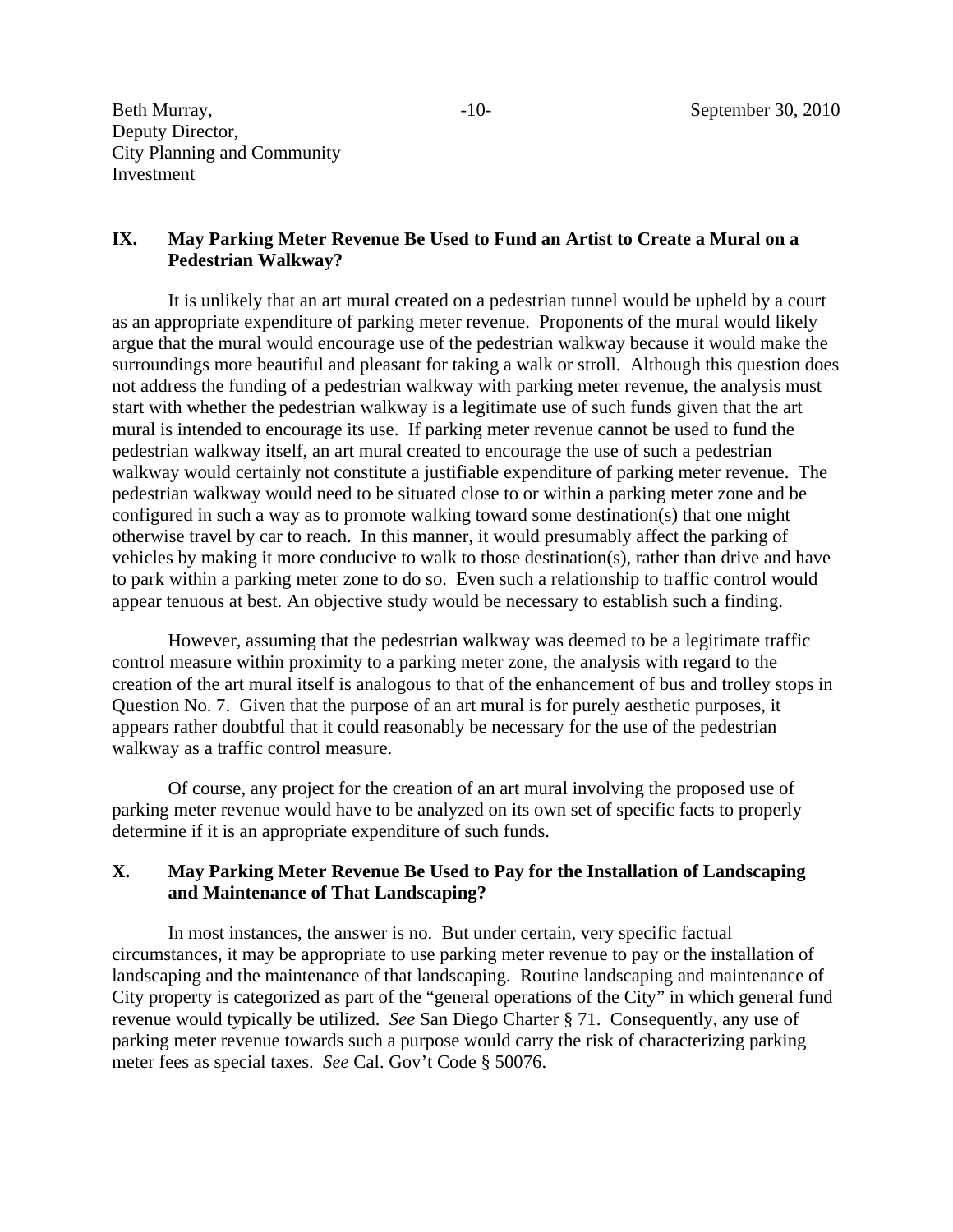## IX. May Parking Meter Revenue Be Used to Fund an Artist to Create a Mural on a Pedestrian Walkway?

It is unlikely that an art mural created on a pedestrian tunnel would be upheld by a court as an appropriate expenditure of parking meter revenue. Proponents of the mural would likely argue that the mural would encourage use of the pedestrian walkway because it would make the surroundings more beautiful and pleasant for taking a walk or stroll. Although this question does not address the funding of a pedestrian walkway with parking meter revenue, the analysis must start with whether the pedestrian walkway is a legitimate use of such funds given that the art mural is intended to encourage its use. If parking meter revenue cannot be used to fund the pedestrian walkway itself, an art mural created to encourage the use of such a pedestrian walkway would certainly not constitute a justifiable expenditure of parking meter revenue. The pedestrian walkway would need to be situated close to or within a parking meter zone and be configured in such a way as to promote walking toward some destination(s) that one might otherwise travel by car to reach. In this manner, it would presumably affect the parking of vehicles by making it more conducive to walk to those destination(s), rather than drive and have to park within a parking meter zone to do so. Even such a relationship to traffic control would appear tenuous at best. An objective study would be necessary to establish such a finding.

However, assuming that the pedestrian walkway was deemed to be a legitimate traffic control measure within proximity to a parking meter zone, the analysis with regard to the creation of the art mural itself is analogous to that of the enhancement of bus and trolley stops in Question No. 7. Given that the purpose of an art mural is for purely aesthetic purposes, it appears rather doubtful that it could reasonably be necessary for the use of the pedestrian walkway as a traffic control measure.

Of course, any project for the creation of an art mural involving the proposed use of parking meter revenue would have to be analyzed on its own set of specific facts to properly determine if it is an appropriate expenditure of such funds.

## X. May Parking Meter Revenue Be Used to Pay for the Installation of Landscaping and Maintenance of That Landscaping?

In most instances, the answer is no. But under certain, very specific factual circumstances, it may be appropriate to use parking meter revenue to pay or the installation of landscaping and the maintenance of that landscaping. Routine landscaping and maintenance of City property is categorized as part of the "general operations of the City" in which general fund revenue would typically be utilized. *See* San Diego Charter § 71. Consequently, any use of parking meter revenue towards such a purpose would carry the risk of characterizing parking meter fees as special taxes. *See* Cal. Gov't Code § 50076.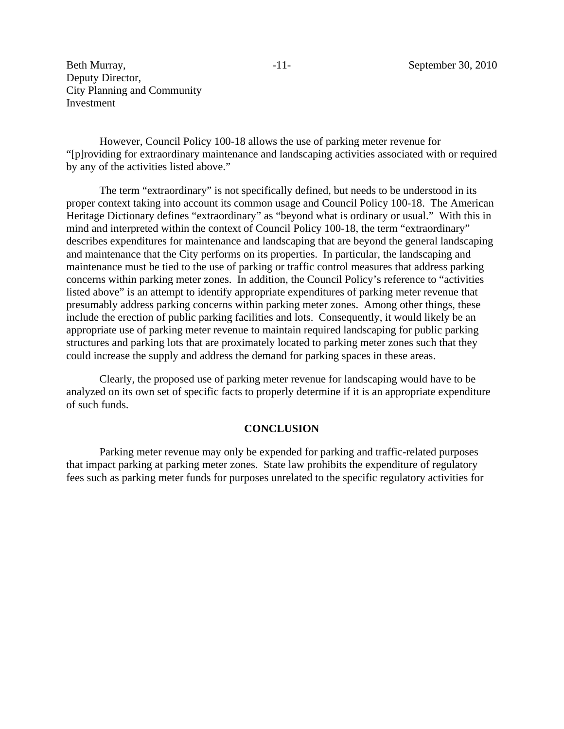However, Council Policy 100-18 allows the use of parking meter revenue for "[p]roviding for extraordinary maintenance and landscaping activities associated with or required by any of the activities listed above."

The term "extraordinary" is not specifically defined, but needs to be understood in its proper context taking into account its common usage and Council Policy 100-18. The American Heritage Dictionary defines "extraordinary" as "beyond what is ordinary or usual." With this in mind and interpreted within the context of Council Policy 100-18, the term "extraordinary" describes expenditures for maintenance and landscaping that are beyond the general landscaping and maintenance that the City performs on its properties. In particular, the landscaping and maintenance must be tied to the use of parking or traffic control measures that address parking concerns within parking meter zones. In addition, the Council Policy's reference to "activities listed above" is an attempt to identify appropriate expenditures of parking meter revenue that presumably address parking concerns within parking meter zones. Among other things, these include the erection of public parking facilities and lots. Consequently, it would likely be an appropriate use of parking meter revenue to maintain required landscaping for public parking structures and parking lots that are proximately located to parking meter zones such that they could increase the supply and address the demand for parking spaces in these areas.

Clearly, the proposed use of parking meter revenue for landscaping would have to be analyzed on its own set of specific facts to properly determine if it is an appropriate expenditure of such funds.

## CONCLUSION

Parking meter revenue may only be expended for parking and traffic-related purposes that impact parking at parking meter zones. State law prohibits the expenditure of regulatory fees such as parking meter funds for purposes unrelated to the specific regulatory activities for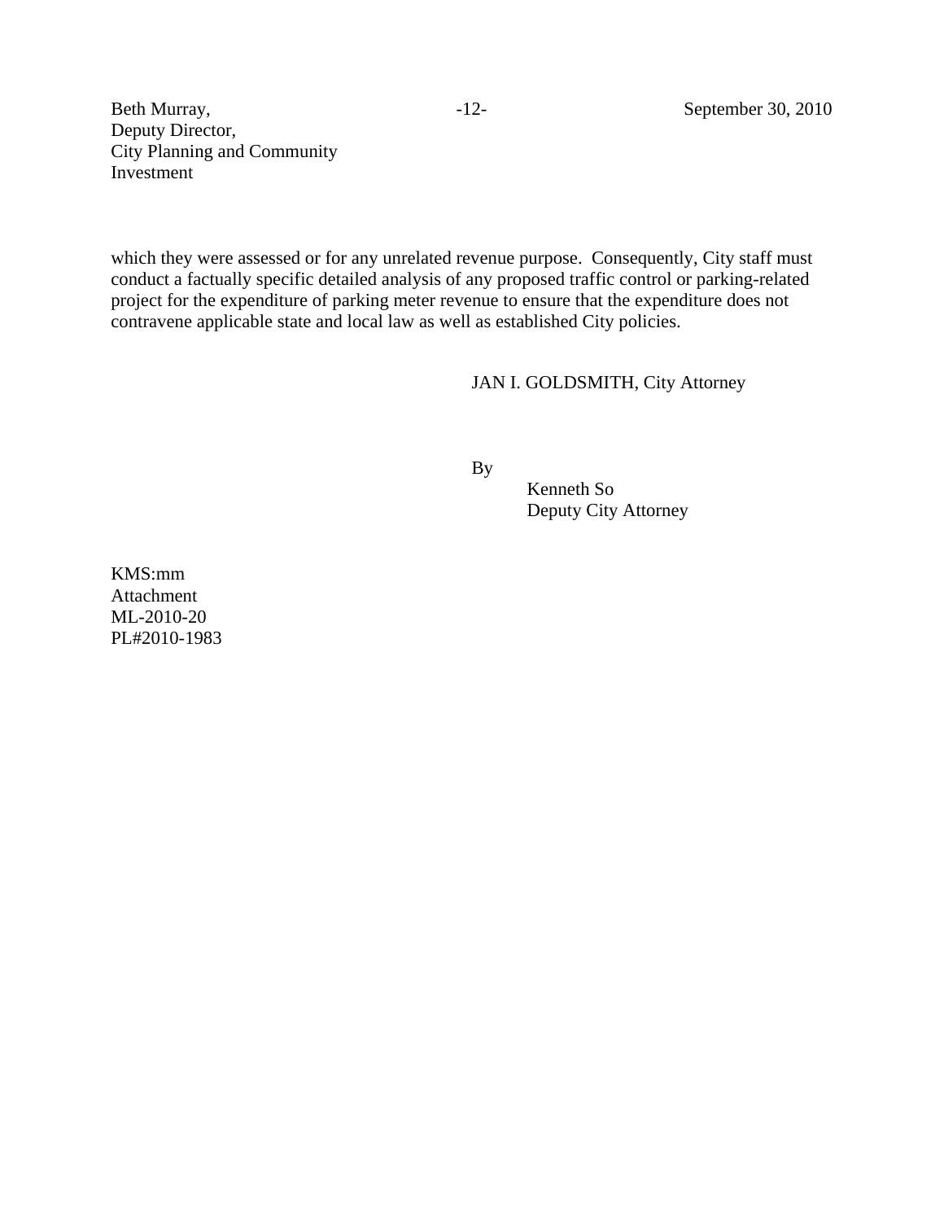which they were assessed or for any unrelated revenue purpose. Consequently, City staff must conduct a factually specific detailed analysis of any proposed traffic control or parking-related project for the expenditure of parking meter revenue to ensure that the expenditure does not contravene applicable state and local law as well as established City policies.

JAN I. GOLDSMITH, City Attorney

By

Kenneth So
Deputy City Attorney

KMS:mm
Attachment
ML-2010-20
PL#2010-1983